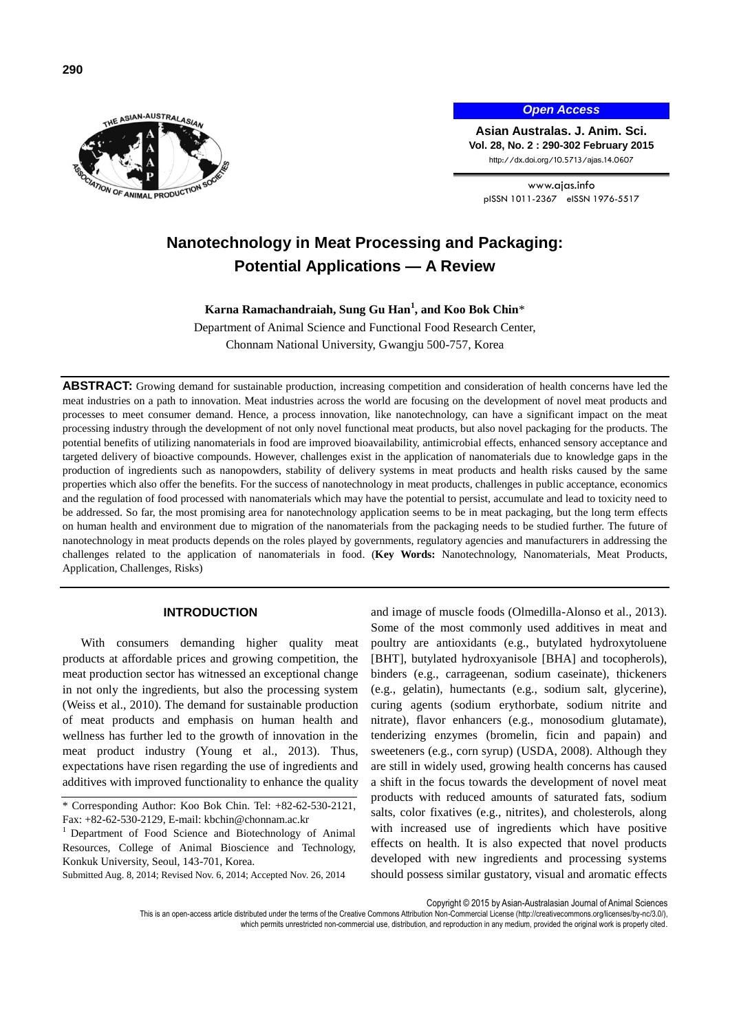# Nanotechnology in Meat Processing and Packaging: Potential Applications — A Review

**Karna Ramachandraiah, Sung Gu Han[1], and Koo Bok Chin***

Department of Animal Science and Functional Food Research Center, Chonnam National University, Gwangju 500-757, Korea

**ABSTRACT:** Growing demand for sustainable production, increasing competition and consideration of health concerns have led the meat industries on a path to innovation. Meat industries across the world are focusing on the development of novel meat products and processes to meet consumer demand. Hence, a process innovation, like nanotechnology, can have a significant impact on the meat processing industry through the development of not only novel functional meat products, but also novel packaging for the products. The potential benefits of utilizing nanomaterials in food are improved bioavailability, antimicrobial effects, enhanced sensory acceptance and targeted delivery of bioactive compounds. However, challenges exist in the application of nanomaterials due to knowledge gaps in the production of ingredients such as nanopowders, stability of delivery systems in meat products and health risks caused by the same properties which also offer the benefits. For the success of nanotechnology in meat products, challenges in public acceptance, economics and the regulation of food processed with nanomaterials which may have the potential to persist, accumulate and lead to toxicity need to be addressed. So far, the most promising area for nanotechnology application seems to be in meat packaging, but the long term effects on human health and environment due to migration of the nanomaterials from the packaging needs to be studied further. The future of nanotechnology in meat products depends on the roles played by governments, regulatory agencies and manufacturers in addressing the challenges related to the application of nanomaterials in food. (**Key Words:** Nanotechnology, Nanomaterials, Meat Products, Application, Challenges, Risks)

## INTRODUCTION

With consumers demanding higher quality meat products at affordable prices and growing competition, the meat production sector has witnessed an exceptional change in not only the ingredients, but also the processing system (Weiss et al., 2010). The demand for sustainable production of meat products and emphasis on human health and wellness has further led to the growth of innovation in the meat product industry (Young et al., 2013). Thus, expectations have risen regarding the use of ingredients and additives with improved functionality to enhance the quality and image of muscle foods (Olmedilla-Alonso et al., 2013). Some of the most commonly used additives in meat and poultry are antioxidants (e.g., butylated hydroxytoluene [BHT], butylated hydroxyanisole [BHA] and tocopherols), binders (e.g., carrageenan, sodium caseinate), thickeners (e.g., gelatin), humectants (e.g., sodium salt, glycerine), curing agents (sodium erythorbate, sodium nitrite and nitrate), flavor enhancers (e.g., monosodium glutamate), tenderizing enzymes (bromelin, ficin and papain) and sweeteners (e.g., corn syrup) (USDA, 2008). Although they are still in widely used, growing health concerns has caused a shift in the focus towards the development of novel meat products with reduced amounts of saturated fats, sodium salts, color fixatives (e.g., nitrites), and cholesterols, along with increased use of ingredients which have positive effects on health. It is also expected that novel products developed with new ingredients and processing systems should possess similar gustatory, visual and aromatic effects

\* Corresponding Author: Koo Bok Chin. Tel: +82-62-530-2121, Fax: +82-62-530-2129, E-mail: kbchin@chonnam.ac.kr

[1] Department of Food Science and Biotechnology of Animal Resources, College of Animal Bioscience and Technology, Konkuk University, Seoul, 143-701, Korea.

Submitted Aug. 8, 2014; Revised Nov. 6, 2014; Accepted Nov. 26, 2014

Copyright © 2015 by Asian-Australasian Journal of Animal Sciences

This is an open-access article distributed under the terms of the Creative Commons Attribution Non-Commercial License (http://creativecommons.org/licenses/by-nc/3.0/), which permits unrestricted non-commercial use, distribution, and reproduction in any medium, provided the original work is properly cited.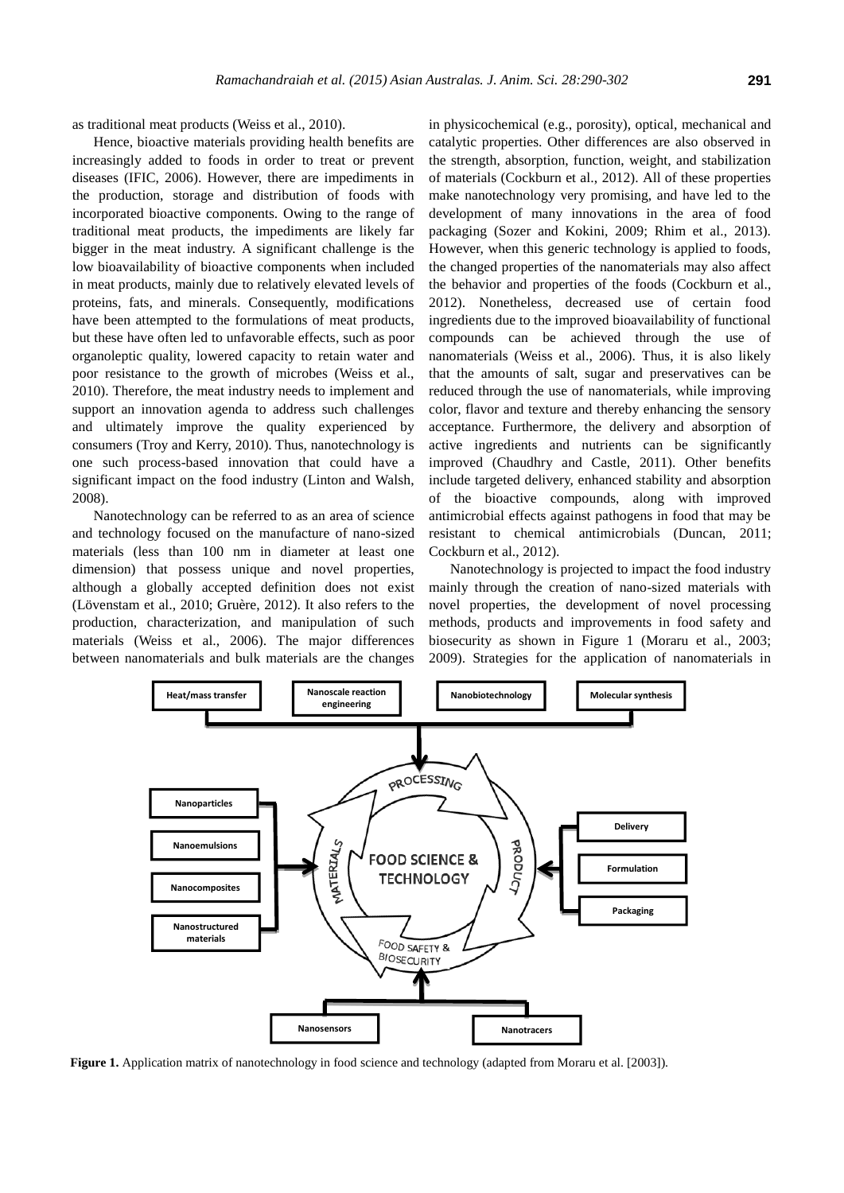as traditional meat products (Weiss et al., 2010).

Hence, bioactive materials providing health benefits are increasingly added to foods in order to treat or prevent diseases (IFIC, 2006). However, there are impediments in the production, storage and distribution of foods with incorporated bioactive components. Owing to the range of traditional meat products, the impediments are likely far bigger in the meat industry. A significant challenge is the low bioavailability of bioactive components when included in meat products, mainly due to relatively elevated levels of proteins, fats, and minerals. Consequently, modifications have been attempted to the formulations of meat products, but these have often led to unfavorable effects, such as poor organoleptic quality, lowered capacity to retain water and poor resistance to the growth of microbes (Weiss et al., 2010). Therefore, the meat industry needs to implement and support an innovation agenda to address such challenges and ultimately improve the quality experienced by consumers (Troy and Kerry, 2010). Thus, nanotechnology is one such process-based innovation that could have a significant impact on the food industry (Linton and Walsh, 2008).

Nanotechnology can be referred to as an area of science and technology focused on the manufacture of nano-sized materials (less than 100 nm in diameter at least one dimension) that possess unique and novel properties, although a globally accepted definition does not exist (Lövenstam et al., 2010; Gruère, 2012). It also refers to the production, characterization, and manipulation of such materials (Weiss et al., 2006). The major differences between nanomaterials and bulk materials are the changes in physicochemical (e.g., porosity), optical, mechanical and catalytic properties. Other differences are also observed in the strength, absorption, function, weight, and stabilization of materials (Cockburn et al., 2012). All of these properties make nanotechnology very promising, and have led to the development of many innovations in the area of food packaging (Sozer and Kokini, 2009; Rhim et al., 2013). However, when this generic technology is applied to foods, the changed properties of the nanomaterials may also affect the behavior and properties of the foods (Cockburn et al., 2012). Nonetheless, decreased use of certain food ingredients due to the improved bioavailability of functional compounds can be achieved through the use of nanomaterials (Weiss et al., 2006). Thus, it is also likely that the amounts of salt, sugar and preservatives can be reduced through the use of nanomaterials, while improving color, flavor and texture and thereby enhancing the sensory acceptance. Furthermore, the delivery and absorption of active ingredients and nutrients can be significantly improved (Chaudhry and Castle, 2011). Other benefits include targeted delivery, enhanced stability and absorption of the bioactive compounds, along with improved antimicrobial effects against pathogens in food that may be resistant to chemical antimicrobials (Duncan, 2011; Cockburn et al., 2012).

Nanotechnology is projected to impact the food industry mainly through the creation of nano-sized materials with novel properties, the development of novel processing methods, products and improvements in food safety and biosecurity as shown in Figure 1 (Moraru et al., 2003; 2009). Strategies for the application of nanomaterials in

**Figure 1.** Application matrix of nanotechnology in food science and technology (adapted from Moraru et al. [2003]).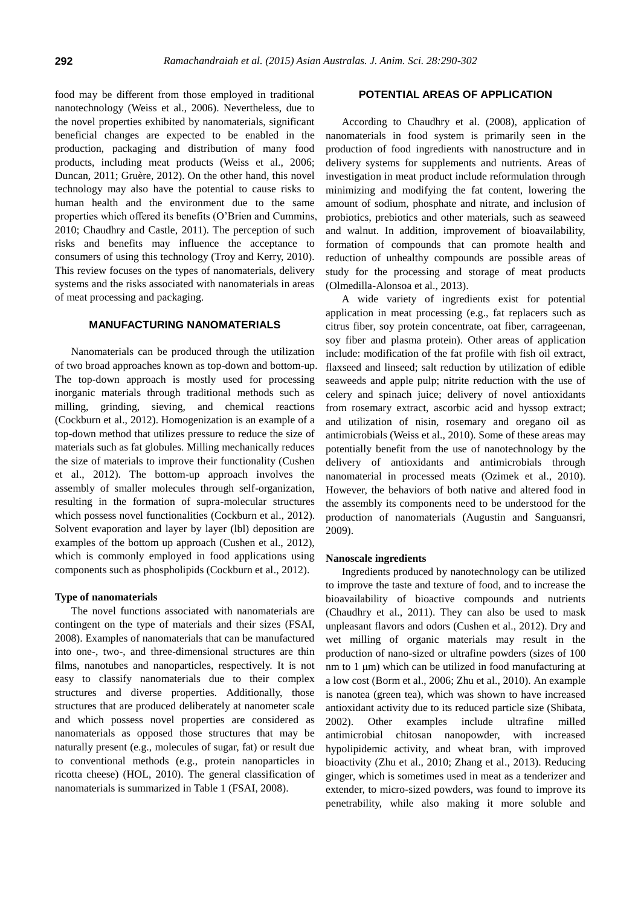food may be different from those employed in traditional nanotechnology (Weiss et al., 2006). Nevertheless, due to the novel properties exhibited by nanomaterials, significant beneficial changes are expected to be enabled in the production, packaging and distribution of many food products, including meat products (Weiss et al., 2006; Duncan, 2011; Gruère, 2012). On the other hand, this novel technology may also have the potential to cause risks to human health and the environment due to the same properties which offered its benefits (O'Brien and Cummins, 2010; Chaudhry and Castle, 2011). The perception of such risks and benefits may influence the acceptance to consumers of using this technology (Troy and Kerry, 2010). This review focuses on the types of nanomaterials, delivery systems and the risks associated with nanomaterials in areas of meat processing and packaging.

## MANUFACTURING NANOMATERIALS

Nanomaterials can be produced through the utilization of two broad approaches known as top-down and bottom-up. The top-down approach is mostly used for processing inorganic materials through traditional methods such as milling, grinding, sieving, and chemical reactions (Cockburn et al., 2012). Homogenization is an example of a top-down method that utilizes pressure to reduce the size of materials such as fat globules. Milling mechanically reduces the size of materials to improve their functionality (Cushen et al., 2012). The bottom-up approach involves the assembly of smaller molecules through self-organization, resulting in the formation of supra-molecular structures which possess novel functionalities (Cockburn et al., 2012). Solvent evaporation and layer by layer (lbl) deposition are examples of the bottom up approach (Cushen et al., 2012), which is commonly employed in food applications using components such as phospholipids (Cockburn et al., 2012).

### Type of nanomaterials

The novel functions associated with nanomaterials are contingent on the type of materials and their sizes (FSAI, 2008). Examples of nanomaterials that can be manufactured into one-, two-, and three-dimensional structures are thin films, nanotubes and nanoparticles, respectively. It is not easy to classify nanomaterials due to their complex structures and diverse properties. Additionally, those structures that are produced deliberately at nanometer scale and which possess novel properties are considered as nanomaterials as opposed those structures that may be naturally present (e.g., molecules of sugar, fat) or result due to conventional methods (e.g., protein nanoparticles in ricotta cheese) (HOL, 2010). The general classification of nanomaterials is summarized in Table 1 (FSAI, 2008).

## POTENTIAL AREAS OF APPLICATION

According to Chaudhry et al. (2008), application of nanomaterials in food system is primarily seen in the production of food ingredients with nanostructure and in delivery systems for supplements and nutrients. Areas of investigation in meat product include reformulation through minimizing and modifying the fat content, lowering the amount of sodium, phosphate and nitrate, and inclusion of probiotics, prebiotics and other materials, such as seaweed and walnut. In addition, improvement of bioavailability, formation of compounds that can promote health and reduction of unhealthy compounds are possible areas of study for the processing and storage of meat products (Olmedilla-Alonsoa et al., 2013).

A wide variety of ingredients exist for potential application in meat processing (e.g., fat replacers such as citrus fiber, soy protein concentrate, oat fiber, carrageenan, soy fiber and plasma protein). Other areas of application include: modification of the fat profile with fish oil extract, flaxseed and linseed; salt reduction by utilization of edible seaweeds and apple pulp; nitrite reduction with the use of celery and spinach juice; delivery of novel antioxidants from rosemary extract, ascorbic acid and hyssop extract; and utilization of nisin, rosemary and oregano oil as antimicrobials (Weiss et al., 2010). Some of these areas may potentially benefit from the use of nanotechnology by the delivery of antioxidants and antimicrobials through nanomaterial in processed meats (Ozimek et al., 2010). However, the behaviors of both native and altered food in the assembly its components need to be understood for the production of nanomaterials (Augustin and Sanguansri, 2009).

### Nanoscale ingredients

Ingredients produced by nanotechnology can be utilized to improve the taste and texture of food, and to increase the bioavailability of bioactive compounds and nutrients (Chaudhry et al., 2011). They can also be used to mask unpleasant flavors and odors (Cushen et al., 2012). Dry and wet milling of organic materials may result in the production of nano-sized or ultrafine powders (sizes of 100 nm to 1 μm) which can be utilized in food manufacturing at a low cost (Borm et al., 2006; Zhu et al., 2010). An example is nanotea (green tea), which was shown to have increased antioxidant activity due to its reduced particle size (Shibata, 2002). Other examples include ultrafine milled antimicrobial chitosan nanopowder, with increased hypolipidemic activity, and wheat bran, with improved bioactivity (Zhu et al., 2010; Zhang et al., 2013). Reducing ginger, which is sometimes used in meat as a tenderizer and extender, to micro-sized powders, was found to improve its penetrability, while also making it more soluble and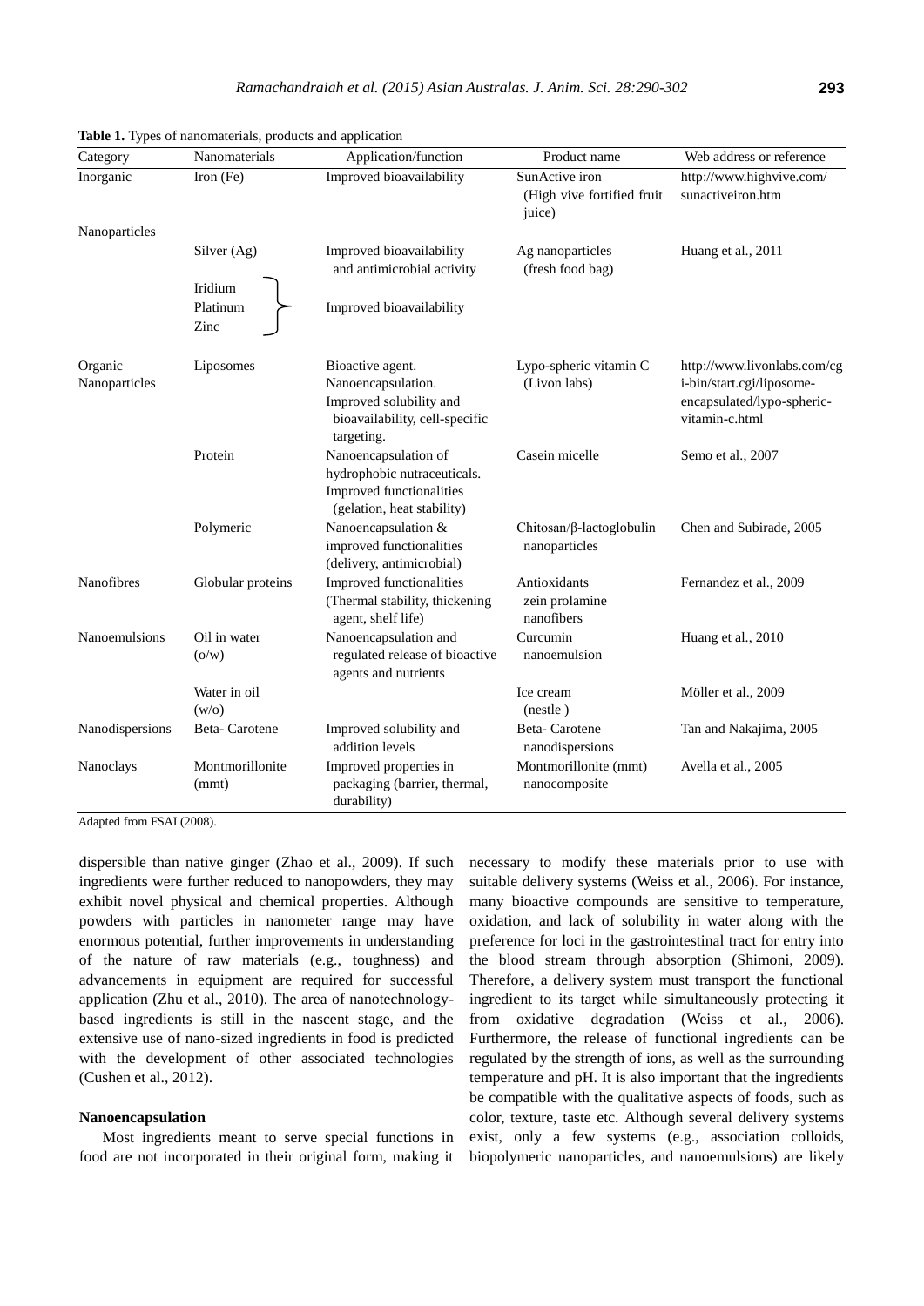**Table 1.** Types of nanomaterials, products and application

| Category | Nanomaterials | Application/function | Product name | Web address or reference |
|---|---|---|---|---|
| Inorganic | Iron (Fe) | Improved bioavailability | SunActive iron (High vive fortified fruit juice) | http://www.highvive.com/sunactiveiron.htm |
| Nanoparticles | | | | |
| | Silver (Ag) | Improved bioavailability and antimicrobial activity | Ag nanoparticles (fresh food bag) | Huang et al., 2011 |
| | Iridium Platinum Zinc | Improved bioavailability | | |
| Organic Nanoparticles | Liposomes | Bioactive agent. Nanoencapsulation. Improved solubility and bioavailability, cell-specific targeting. | Lypo-spheric vitamin C (Livon labs) | http://www.livonlabs.com/cgi-bin/start.cgi/liposome-encapsulated/lypo-spheric-vitamin-c.html |
| | Protein | Nanoencapsulation of hydrophobic nutraceuticals. Improved functionalities (gelation, heat stability) | Casein micelle | Semo et al., 2007 |
| | Polymeric | Nanoencapsulation & improved functionalities (delivery, antimicrobial) | Chitosan/β-lactoglobulin nanoparticles | Chen and Subirade, 2005 |
| Nanofibres | Globular proteins | Improved functionalities (Thermal stability, thickening agent, shelf life) | Antioxidants zein prolamine nanofibers | Fernandez et al., 2009 |
| Nanoemulsions | Oil in water (o/w) | Nanoencapsulation and regulated release of bioactive agents and nutrients | Curcumin nanoemulsion | Huang et al., 2010 |
| | Water in oil (w/o) | | Ice cream (nestle ) | Möller et al., 2009 |
| Nanodispersions | Beta- Carotene | Improved solubility and addition levels | Beta- Carotene nanodispersions | Tan and Nakajima, 2005 |
| Nanoclays | Montmorillonite (mmt) | Improved properties in packaging (barrier, thermal, durability) | Montmorillonite (mmt) nanocomposite | Avella et al., 2005 |

Adapted from FSAI (2008).

dispersible than native ginger (Zhao et al., 2009). If such ingredients were further reduced to nanopowders, they may exhibit novel physical and chemical properties. Although powders with particles in nanometer range may have enormous potential, further improvements in understanding of the nature of raw materials (e.g., toughness) and advancements in equipment are required for successful application (Zhu et al., 2010). The area of nanotechnology-based ingredients is still in the nascent stage, and the extensive use of nano-sized ingredients in food is predicted with the development of other associated technologies (Cushen et al., 2012).

#### Nanoencapsulation

Most ingredients meant to serve special functions in food are not incorporated in their original form, making it necessary to modify these materials prior to use with suitable delivery systems (Weiss et al., 2006). For instance, many bioactive compounds are sensitive to temperature, oxidation, and lack of solubility in water along with the preference for loci in the gastrointestinal tract for entry into the blood stream through absorption (Shimoni, 2009). Therefore, a delivery system must transport the functional ingredient to its target while simultaneously protecting it from oxidative degradation (Weiss et al., 2006). Furthermore, the release of functional ingredients can be regulated by the strength of ions, as well as the surrounding temperature and pH. It is also important that the ingredients be compatible with the qualitative aspects of foods, such as color, texture, taste etc. Although several delivery systems exist, only a few systems (e.g., association colloids, biopolymeric nanoparticles, and nanoemulsions) are likely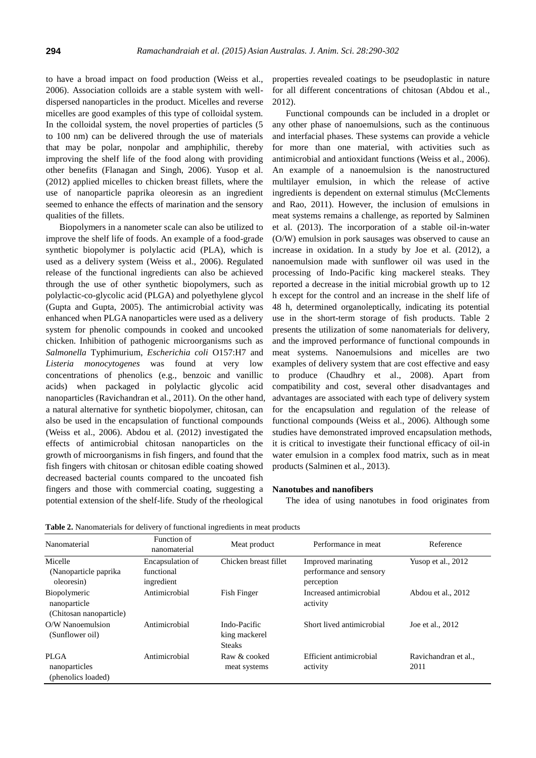to have a broad impact on food production (Weiss et al., 2006). Association colloids are a stable system with well-dispersed nanoparticles in the product. Micelles and reverse micelles are good examples of this type of colloidal system. In the colloidal system, the novel properties of particles (5 to 100 nm) can be delivered through the use of materials that may be polar, nonpolar and amphiphilic, thereby improving the shelf life of the food along with providing other benefits (Flanagan and Singh, 2006). Yusop et al. (2012) applied micelles to chicken breast fillets, where the use of nanoparticle paprika oleoresin as an ingredient seemed to enhance the effects of marination and the sensory qualities of the fillets.

Biopolymers in a nanometer scale can also be utilized to improve the shelf life of foods. An example of a food-grade synthetic biopolymer is polylactic acid (PLA), which is used as a delivery system (Weiss et al., 2006). Regulated release of the functional ingredients can also be achieved through the use of other synthetic biopolymers, such as polylactic-co-glycolic acid (PLGA) and polyethylene glycol (Gupta and Gupta, 2005). The antimicrobial activity was enhanced when PLGA nanoparticles were used as a delivery system for phenolic compounds in cooked and uncooked chicken. Inhibition of pathogenic microorganisms such as *Salmonella* Typhimurium, *Escherichia coli* O157:H7 and *Listeria monocytogenes* was found at very low concentrations of phenolics (e.g., benzoic and vanillic acids) when packaged in polylactic glycolic acid nanoparticles (Ravichandran et al., 2011). On the other hand, a natural alternative for synthetic biopolymer, chitosan, can also be used in the encapsulation of functional compounds (Weiss et al., 2006). Abdou et al. (2012) investigated the effects of antimicrobial chitosan nanoparticles on the growth of microorganisms in fish fingers, and found that the fish fingers with chitosan or chitosan edible coating showed decreased bacterial counts compared to the uncoated fish fingers and those with commercial coating, suggesting a potential extension of the shelf-life. Study of the rheological properties revealed coatings to be pseudoplastic in nature for all different concentrations of chitosan (Abdou et al., 2012).

Functional compounds can be included in a droplet or any other phase of nanoemulsions, such as the continuous and interfacial phases. These systems can provide a vehicle for more than one material, with activities such as antimicrobial and antioxidant functions (Weiss et al., 2006). An example of a nanoemulsion is the nanostructured multilayer emulsion, in which the release of active ingredients is dependent on external stimulus (McClements and Rao, 2011). However, the inclusion of emulsions in meat systems remains a challenge, as reported by Salminen et al. (2013). The incorporation of a stable oil-in-water (O/W) emulsion in pork sausages was observed to cause an increase in oxidation. In a study by Joe et al. (2012), a nanoemulsion made with sunflower oil was used in the processing of Indo-Pacific king mackerel steaks. They reported a decrease in the initial microbial growth up to 12 h except for the control and an increase in the shelf life of 48 h, determined organoleptically, indicating its potential use in the short-term storage of fish products. Table 2 presents the utilization of some nanomaterials for delivery, and the improved performance of functional compounds in meat systems. Nanoemulsions and micelles are two examples of delivery system that are cost effective and easy to produce (Chaudhry et al., 2008). Apart from compatibility and cost, several other disadvantages and advantages are associated with each type of delivery system for the encapsulation and regulation of the release of functional compounds (Weiss et al., 2006). Although some studies have demonstrated improved encapsulation methods, it is critical to investigate their functional efficacy of oil-in water emulsion in a complex food matrix, such as in meat products (Salminen et al., 2013).

**Table 2.** Nanomaterials for delivery of functional ingredients in meat products

| Nanomaterial | Function of nanomaterial | Meat product | Performance in meat | Reference |
|---|---|---|---|---|
| Micelle (Nanoparticle paprika oleoresin) | Encapsulation of functional ingredient | Chicken breast fillet | Improved marinating performance and sensory perception | Yusop et al., 2012 |
| Biopolymeric nanoparticle (Chitosan nanoparticle) | Antimicrobial | Fish Finger | Increased antimicrobial activity | Abdou et al., 2012 |
| O/W Nanoemulsion (Sunflower oil) | Antimicrobial | Indo-Pacific king mackerel Steaks | Short lived antimicrobial | Joe et al., 2012 |
| PLGA nanoparticles (phenolics loaded) | Antimicrobial | Raw & cooked meat systems | Efficient antimicrobial activity | Ravichandran et al., 2011 |

### Nanotubes and nanofibers

The idea of using nanotubes in food originates from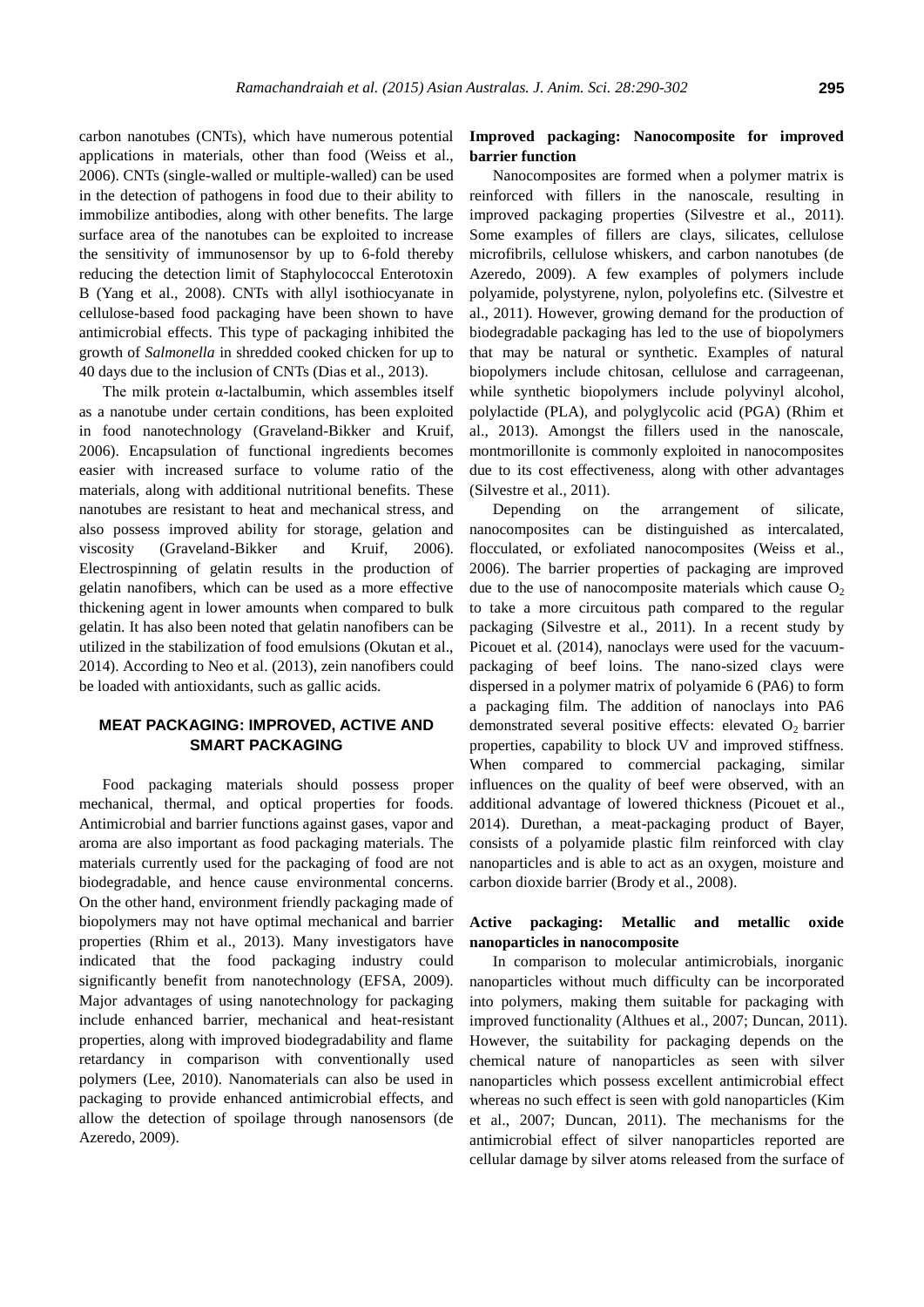carbon nanotubes (CNTs), which have numerous potential applications in materials, other than food (Weiss et al., 2006). CNTs (single-walled or multiple-walled) can be used in the detection of pathogens in food due to their ability to immobilize antibodies, along with other benefits. The large surface area of the nanotubes can be exploited to increase the sensitivity of immunosensor by up to 6-fold thereby reducing the detection limit of Staphylococcal Enterotoxin B (Yang et al., 2008). CNTs with allyl isothiocyanate in cellulose-based food packaging have been shown to have antimicrobial effects. This type of packaging inhibited the growth of *Salmonella* in shredded cooked chicken for up to 40 days due to the inclusion of CNTs (Dias et al., 2013).

The milk protein α-lactalbumin, which assembles itself as a nanotube under certain conditions, has been exploited in food nanotechnology (Graveland-Bikker and Kruif, 2006). Encapsulation of functional ingredients becomes easier with increased surface to volume ratio of the materials, along with additional nutritional benefits. These nanotubes are resistant to heat and mechanical stress, and also possess improved ability for storage, gelation and viscosity (Graveland-Bikker and Kruif, 2006). Electrospinning of gelatin results in the production of gelatin nanofibers, which can be used as a more effective thickening agent in lower amounts when compared to bulk gelatin. It has also been noted that gelatin nanofibers can be utilized in the stabilization of food emulsions (Okutan et al., 2014). According to Neo et al. (2013), zein nanofibers could be loaded with antioxidants, such as gallic acids.

## MEAT PACKAGING: IMPROVED, ACTIVE AND SMART PACKAGING

Food packaging materials should possess proper mechanical, thermal, and optical properties for foods. Antimicrobial and barrier functions against gases, vapor and aroma are also important as food packaging materials. The materials currently used for the packaging of food are not biodegradable, and hence cause environmental concerns. On the other hand, environment friendly packaging made of biopolymers may not have optimal mechanical and barrier properties (Rhim et al., 2013). Many investigators have indicated that the food packaging industry could significantly benefit from nanotechnology (EFSA, 2009). Major advantages of using nanotechnology for packaging include enhanced barrier, mechanical and heat-resistant properties, along with improved biodegradability and flame retardancy in comparison with conventionally used polymers (Lee, 2010). Nanomaterials can also be used in packaging to provide enhanced antimicrobial effects, and allow the detection of spoilage through nanosensors (de Azeredo, 2009).

### Improved packaging: Nanocomposite for improved barrier function

Nanocomposites are formed when a polymer matrix is reinforced with fillers in the nanoscale, resulting in improved packaging properties (Silvestre et al., 2011). Some examples of fillers are clays, silicates, cellulose microfibrils, cellulose whiskers, and carbon nanotubes (de Azeredo, 2009). A few examples of polymers include polyamide, polystyrene, nylon, polyolefins etc. (Silvestre et al., 2011). However, growing demand for the production of biodegradable packaging has led to the use of biopolymers that may be natural or synthetic. Examples of natural biopolymers include chitosan, cellulose and carrageenan, while synthetic biopolymers include polyvinyl alcohol, polylactide (PLA), and polyglycolic acid (PGA) (Rhim et al., 2013). Amongst the fillers used in the nanoscale, montmorillonite is commonly exploited in nanocomposites due to its cost effectiveness, along with other advantages (Silvestre et al., 2011).

Depending on the arrangement of silicate, nanocomposites can be distinguished as intercalated, flocculated, or exfoliated nanocomposites (Weiss et al., 2006). The barrier properties of packaging are improved due to the use of nanocomposite materials which cause $O_2$ to take a more circuitous path compared to the regular packaging (Silvestre et al., 2011). In a recent study by Picouet et al. (2014), nanoclays were used for the vacuum-packaging of beef loins. The nano-sized clays were dispersed in a polymer matrix of polyamide 6 (PA6) to form a packaging film. The addition of nanoclays into PA6 demonstrated several positive effects: elevated $O_2$ barrier properties, capability to block UV and improved stiffness. When compared to commercial packaging, similar influences on the quality of beef were observed, with an additional advantage of lowered thickness (Picouet et al., 2014). Durethan, a meat-packaging product of Bayer, consists of a polyamide plastic film reinforced with clay nanoparticles and is able to act as an oxygen, moisture and carbon dioxide barrier (Brody et al., 2008).

### Active packaging: Metallic and metallic oxide nanoparticles in nanocomposite

In comparison to molecular antimicrobials, inorganic nanoparticles without much difficulty can be incorporated into polymers, making them suitable for packaging with improved functionality (Althues et al., 2007; Duncan, 2011). However, the suitability for packaging depends on the chemical nature of nanoparticles as seen with silver nanoparticles which possess excellent antimicrobial effect whereas no such effect is seen with gold nanoparticles (Kim et al., 2007; Duncan, 2011). The mechanisms for the antimicrobial effect of silver nanoparticles reported are cellular damage by silver atoms released from the surface of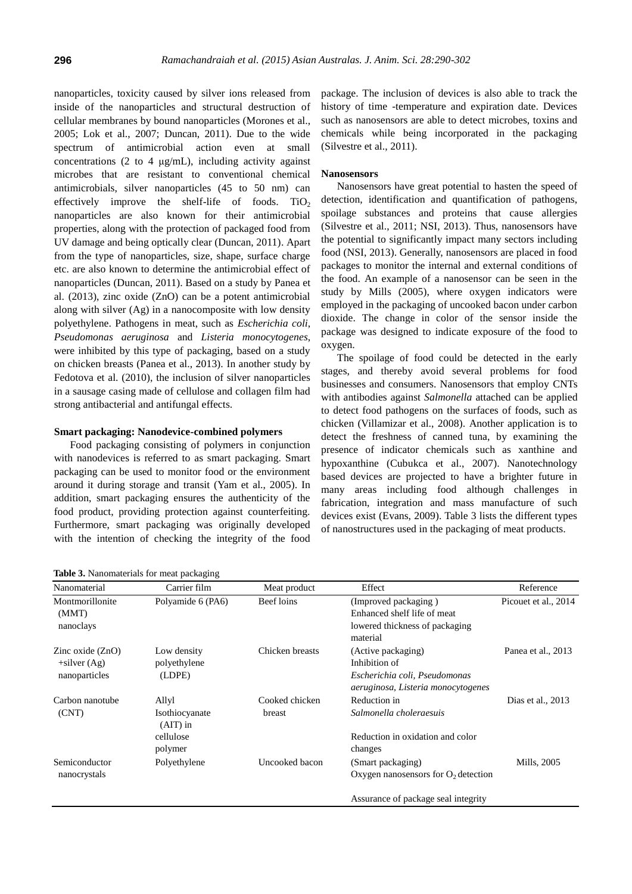nanoparticles, toxicity caused by silver ions released from inside of the nanoparticles and structural destruction of cellular membranes by bound nanoparticles (Morones et al., 2005; Lok et al., 2007; Duncan, 2011). Due to the wide spectrum of antimicrobial action even at small concentrations (2 to 4 μg/mL), including activity against microbes that are resistant to conventional chemical antimicrobials, silver nanoparticles (45 to 50 nm) can effectively improve the shelf-life of foods. $TiO_2$ nanoparticles are also known for their antimicrobial properties, along with the protection of packaged food from UV damage and being optically clear (Duncan, 2011). Apart from the type of nanoparticles, size, shape, surface charge etc. are also known to determine the antimicrobial effect of nanoparticles (Duncan, 2011). Based on a study by Panea et al. (2013), zinc oxide (ZnO) can be a potent antimicrobial along with silver (Ag) in a nanocomposite with low density polyethylene. Pathogens in meat, such as *Escherichia coli*, *Pseudomonas aeruginosa* and *Listeria monocytogenes*, were inhibited by this type of packaging, based on a study on chicken breasts (Panea et al., 2013). In another study by Fedotova et al. (2010), the inclusion of silver nanoparticles in a sausage casing made of cellulose and collagen film had strong antibacterial and antifungal effects.

**Smart packaging: Nanodevice-combined polymers**

Food packaging consisting of polymers in conjunction with nanodevices is referred to as smart packaging. Smart packaging can be used to monitor food or the environment around it during storage and transit (Yam et al., 2005). In addition, smart packaging ensures the authenticity of the food product, providing protection against counterfeiting. Furthermore, smart packaging was originally developed with the intention of checking the integrity of the food package. The inclusion of devices is also able to track the history of time -temperature and expiration date. Devices such as nanosensors are able to detect microbes, toxins and chemicals while being incorporated in the packaging (Silvestre et al., 2011).

**Nanosensors**

Nanosensors have great potential to hasten the speed of detection, identification and quantification of pathogens, spoilage substances and proteins that cause allergies (Silvestre et al., 2011; NSI, 2013). Thus, nanosensors have the potential to significantly impact many sectors including food (NSI, 2013). Generally, nanosensors are placed in food packages to monitor the internal and external conditions of the food. An example of a nanosensor can be seen in the study by Mills (2005), where oxygen indicators were employed in the packaging of uncooked bacon under carbon dioxide. The change in color of the sensor inside the package was designed to indicate exposure of the food to oxygen.

The spoilage of food could be detected in the early stages, and thereby avoid several problems for food businesses and consumers. Nanosensors that employ CNTs with antibodies against *Salmonella* attached can be applied to detect food pathogens on the surfaces of foods, such as chicken (Villamizar et al., 2008). Another application is to detect the freshness of canned tuna, by examining the presence of indicator chemicals such as xanthine and hypoxanthine (Cubukca et al., 2007). Nanotechnology based devices are projected to have a brighter future in many areas including food although challenges in fabrication, integration and mass manufacture of such devices exist (Evans, 2009). Table 3 lists the different types of nanostructures used in the packaging of meat products.

**Table 3.** Nanomaterials for meat packaging

| Nanomaterial | Carrier film | Meat product | Effect | Reference |
|---|---|---|---|---|
| Montmorillonite (MMT) nanoclays | Polyamide 6 (PA6) | Beef loins | (Improved packaging ) Enhanced shelf life of meat lowered thickness of packaging material | Picouet et al., 2014 |
| Zinc oxide (ZnO) +silver (Ag) nanoparticles | Low density polyethylene (LDPE) | Chicken breasts | (Active packaging) Inhibition of *Escherichia coli, Pseudomonas aeruginosa, Listeria monocytogenes* | Panea et al., 2013 |
| Carbon nanotube (CNT) | Allyl Isothiocyanate (AIT) in cellulose polymer | Cooked chicken breast | Reduction in *Salmonella choleraesuis* Reduction in oxidation and color changes | Dias et al., 2013 |
| Semiconductor nanocrystals | Polyethylene | Uncooked bacon | (Smart packaging) Oxygen nanosensors for $O_2$ detection Assurance of package seal integrity | Mills, 2005 |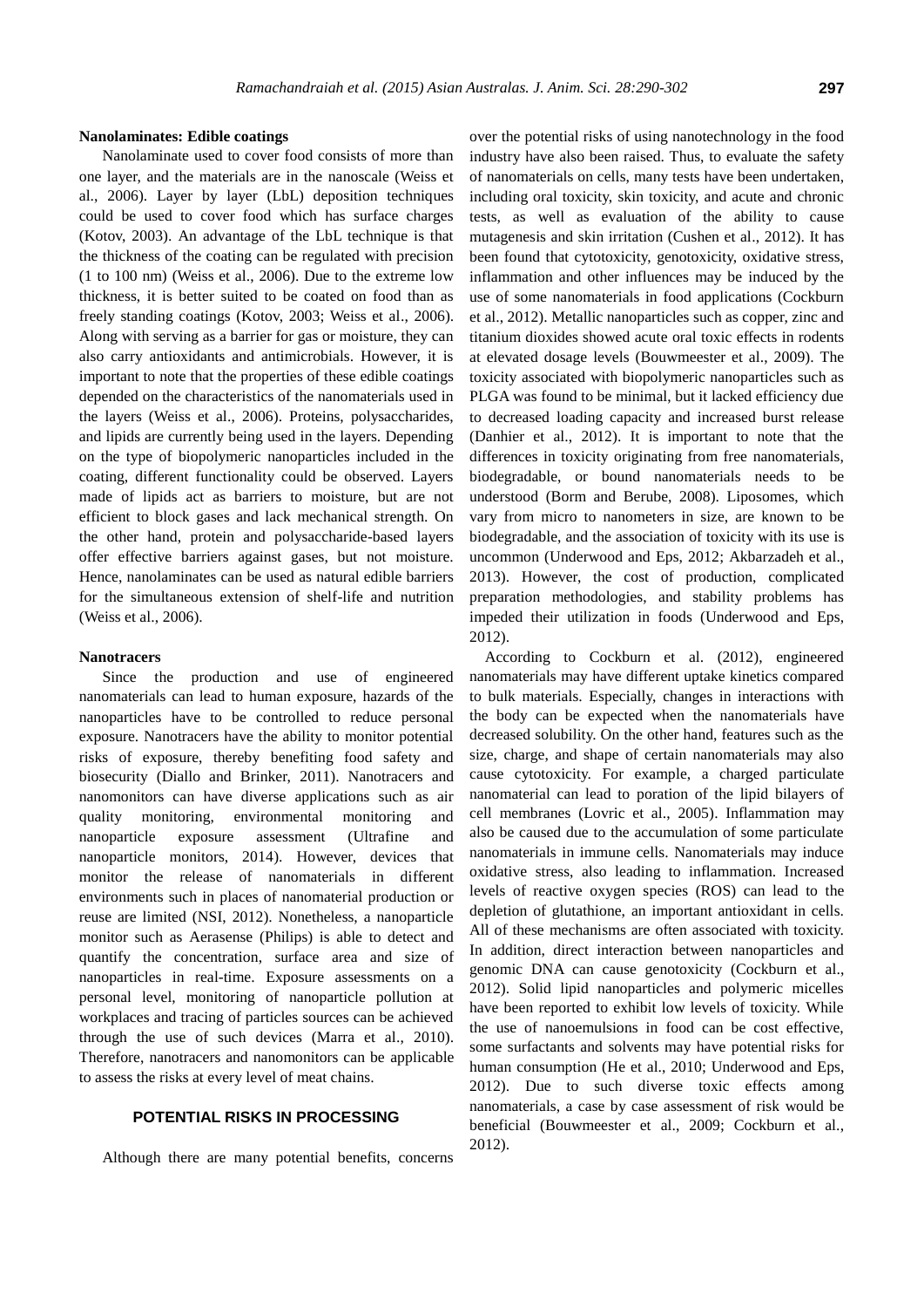### Nanolaminates: Edible coatings

Nanolaminate used to cover food consists of more than one layer, and the materials are in the nanoscale (Weiss et al., 2006). Layer by layer (LbL) deposition techniques could be used to cover food which has surface charges (Kotov, 2003). An advantage of the LbL technique is that the thickness of the coating can be regulated with precision (1 to 100 nm) (Weiss et al., 2006). Due to the extreme low thickness, it is better suited to be coated on food than as freely standing coatings (Kotov, 2003; Weiss et al., 2006). Along with serving as a barrier for gas or moisture, they can also carry antioxidants and antimicrobials. However, it is important to note that the properties of these edible coatings depended on the characteristics of the nanomaterials used in the layers (Weiss et al., 2006). Proteins, polysaccharides, and lipids are currently being used in the layers. Depending on the type of biopolymeric nanoparticles included in the coating, different functionality could be observed. Layers made of lipids act as barriers to moisture, but are not efficient to block gases and lack mechanical strength. On the other hand, protein and polysaccharide-based layers offer effective barriers against gases, but not moisture. Hence, nanolaminates can be used as natural edible barriers for the simultaneous extension of shelf-life and nutrition (Weiss et al., 2006).

### Nanotracers

Since the production and use of engineered nanomaterials can lead to human exposure, hazards of the nanoparticles have to be controlled to reduce personal exposure. Nanotracers have the ability to monitor potential risks of exposure, thereby benefiting food safety and biosecurity (Diallo and Brinker, 2011). Nanotracers and nanomonitors can have diverse applications such as air quality monitoring, environmental monitoring and nanoparticle exposure assessment (Ultrafine and nanoparticle monitors, 2014). However, devices that monitor the release of nanomaterials in different environments such in places of nanomaterial production or reuse are limited (NSI, 2012). Nonetheless, a nanoparticle monitor such as Aerasense (Philips) is able to detect and quantify the concentration, surface area and size of nanoparticles in real-time. Exposure assessments on a personal level, monitoring of nanoparticle pollution at workplaces and tracing of particles sources can be achieved through the use of such devices (Marra et al., 2010). Therefore, nanotracers and nanomonitors can be applicable to assess the risks at every level of meat chains.

## POTENTIAL RISKS IN PROCESSING

Although there are many potential benefits, concerns over the potential risks of using nanotechnology in the food industry have also been raised. Thus, to evaluate the safety of nanomaterials on cells, many tests have been undertaken, including oral toxicity, skin toxicity, and acute and chronic tests, as well as evaluation of the ability to cause mutagenesis and skin irritation (Cushen et al., 2012). It has been found that cytotoxicity, genotoxicity, oxidative stress, inflammation and other influences may be induced by the use of some nanomaterials in food applications (Cockburn et al., 2012). Metallic nanoparticles such as copper, zinc and titanium dioxides showed acute oral toxic effects in rodents at elevated dosage levels (Bouwmeester et al., 2009). The toxicity associated with biopolymeric nanoparticles such as PLGA was found to be minimal, but it lacked efficiency due to decreased loading capacity and increased burst release (Danhier et al., 2012). It is important to note that the differences in toxicity originating from free nanomaterials, biodegradable, or bound nanomaterials needs to be understood (Borm and Berube, 2008). Liposomes, which vary from micro to nanometers in size, are known to be biodegradable, and the association of toxicity with its use is uncommon (Underwood and Eps, 2012; Akbarzadeh et al., 2013). However, the cost of production, complicated preparation methodologies, and stability problems has impeded their utilization in foods (Underwood and Eps, 2012).

According to Cockburn et al. (2012), engineered nanomaterials may have different uptake kinetics compared to bulk materials. Especially, changes in interactions with the body can be expected when the nanomaterials have decreased solubility. On the other hand, features such as the size, charge, and shape of certain nanomaterials may also cause cytotoxicity. For example, a charged particulate nanomaterial can lead to poration of the lipid bilayers of cell membranes (Lovric et al., 2005). Inflammation may also be caused due to the accumulation of some particulate nanomaterials in immune cells. Nanomaterials may induce oxidative stress, also leading to inflammation. Increased levels of reactive oxygen species (ROS) can lead to the depletion of glutathione, an important antioxidant in cells. All of these mechanisms are often associated with toxicity. In addition, direct interaction between nanoparticles and genomic DNA can cause genotoxicity (Cockburn et al., 2012). Solid lipid nanoparticles and polymeric micelles have been reported to exhibit low levels of toxicity. While the use of nanoemulsions in food can be cost effective, some surfactants and solvents may have potential risks for human consumption (He et al., 2010; Underwood and Eps, 2012). Due to such diverse toxic effects among nanomaterials, a case by case assessment of risk would be beneficial (Bouwmeester et al., 2009; Cockburn et al., 2012).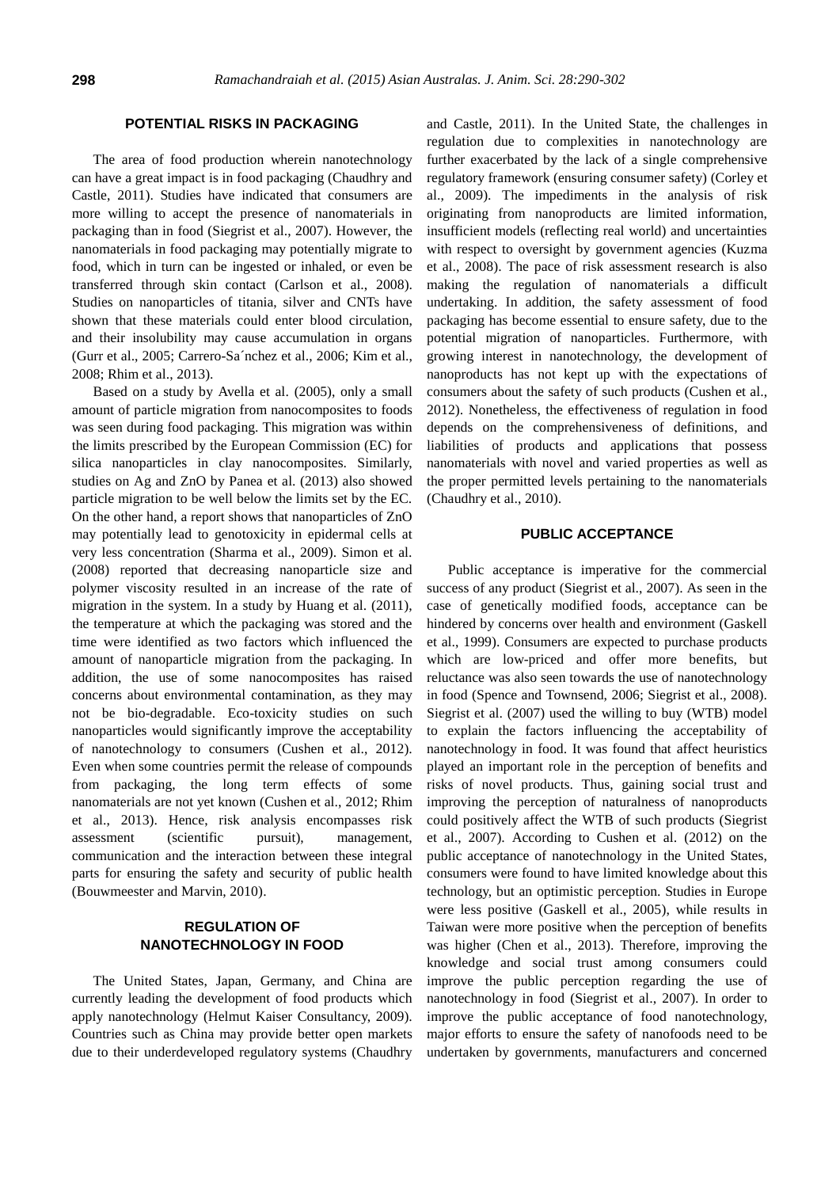## POTENTIAL RISKS IN PACKAGING

The area of food production wherein nanotechnology can have a great impact is in food packaging (Chaudhry and Castle, 2011). Studies have indicated that consumers are more willing to accept the presence of nanomaterials in packaging than in food (Siegrist et al., 2007). However, the nanomaterials in food packaging may potentially migrate to food, which in turn can be ingested or inhaled, or even be transferred through skin contact (Carlson et al., 2008). Studies on nanoparticles of titania, silver and CNTs have shown that these materials could enter blood circulation, and their insolubility may cause accumulation in organs (Gurr et al., 2005; Carrero-Sa´nchez et al., 2006; Kim et al., 2008; Rhim et al., 2013).

Based on a study by Avella et al. (2005), only a small amount of particle migration from nanocomposites to foods was seen during food packaging. This migration was within the limits prescribed by the European Commission (EC) for silica nanoparticles in clay nanocomposites. Similarly, studies on Ag and ZnO by Panea et al. (2013) also showed particle migration to be well below the limits set by the EC. On the other hand, a report shows that nanoparticles of ZnO may potentially lead to genotoxicity in epidermal cells at very less concentration (Sharma et al., 2009). Simon et al. (2008) reported that decreasing nanoparticle size and polymer viscosity resulted in an increase of the rate of migration in the system. In a study by Huang et al. (2011), the temperature at which the packaging was stored and the time were identified as two factors which influenced the amount of nanoparticle migration from the packaging. In addition, the use of some nanocomposites has raised concerns about environmental contamination, as they may not be bio-degradable. Eco-toxicity studies on such nanoparticles would significantly improve the acceptability of nanotechnology to consumers (Cushen et al., 2012). Even when some countries permit the release of compounds from packaging, the long term effects of some nanomaterials are not yet known (Cushen et al., 2012; Rhim et al., 2013). Hence, risk analysis encompasses risk assessment (scientific pursuit), management, communication and the interaction between these integral parts for ensuring the safety and security of public health (Bouwmeester and Marvin, 2010).

## REGULATION OF NANOTECHNOLOGY IN FOOD

The United States, Japan, Germany, and China are currently leading the development of food products which apply nanotechnology (Helmut Kaiser Consultancy, 2009). Countries such as China may provide better open markets due to their underdeveloped regulatory systems (Chaudhry and Castle, 2011). In the United State, the challenges in regulation due to complexities in nanotechnology are further exacerbated by the lack of a single comprehensive regulatory framework (ensuring consumer safety) (Corley et al., 2009). The impediments in the analysis of risk originating from nanoproducts are limited information, insufficient models (reflecting real world) and uncertainties with respect to oversight by government agencies (Kuzma et al., 2008). The pace of risk assessment research is also making the regulation of nanomaterials a difficult undertaking. In addition, the safety assessment of food packaging has become essential to ensure safety, due to the potential migration of nanoparticles. Furthermore, with growing interest in nanotechnology, the development of nanoproducts has not kept up with the expectations of consumers about the safety of such products (Cushen et al., 2012). Nonetheless, the effectiveness of regulation in food depends on the comprehensiveness of definitions, and liabilities of products and applications that possess nanomaterials with novel and varied properties as well as the proper permitted levels pertaining to the nanomaterials (Chaudhry et al., 2010).

## PUBLIC ACCEPTANCE

Public acceptance is imperative for the commercial success of any product (Siegrist et al., 2007). As seen in the case of genetically modified foods, acceptance can be hindered by concerns over health and environment (Gaskell et al., 1999). Consumers are expected to purchase products which are low-priced and offer more benefits, but reluctance was also seen towards the use of nanotechnology in food (Spence and Townsend, 2006; Siegrist et al., 2008). Siegrist et al. (2007) used the willing to buy (WTB) model to explain the factors influencing the acceptability of nanotechnology in food. It was found that affect heuristics played an important role in the perception of benefits and risks of novel products. Thus, gaining social trust and improving the perception of naturalness of nanoproducts could positively affect the WTB of such products (Siegrist et al., 2007). According to Cushen et al. (2012) on the public acceptance of nanotechnology in the United States, consumers were found to have limited knowledge about this technology, but an optimistic perception. Studies in Europe were less positive (Gaskell et al., 2005), while results in Taiwan were more positive when the perception of benefits was higher (Chen et al., 2013). Therefore, improving the knowledge and social trust among consumers could improve the public perception regarding the use of nanotechnology in food (Siegrist et al., 2007). In order to improve the public acceptance of food nanotechnology, major efforts to ensure the safety of nanofoods need to be undertaken by governments, manufacturers and concerned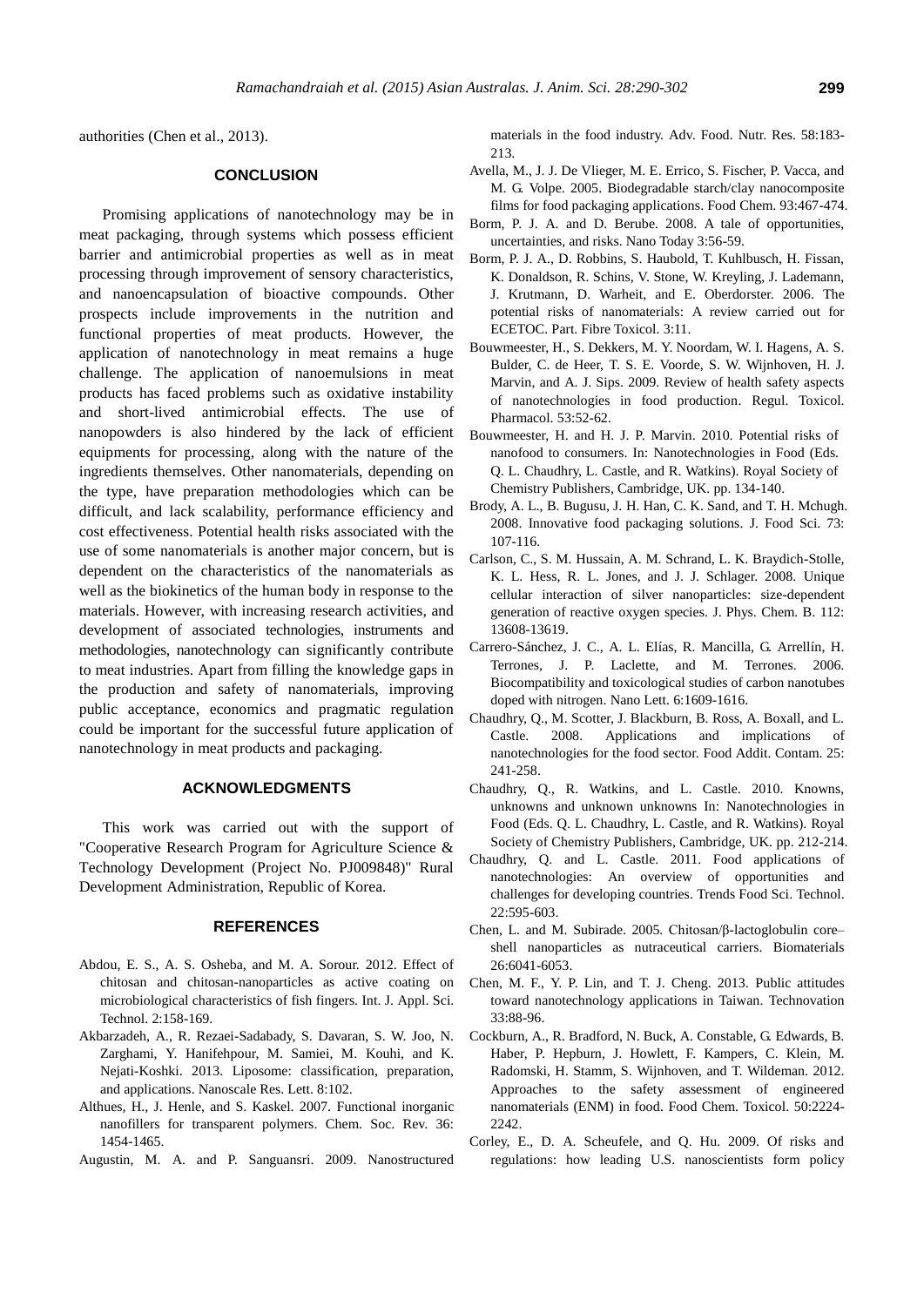authorities (Chen et al., 2013).

## CONCLUSION

Promising applications of nanotechnology may be in meat packaging, through systems which possess efficient barrier and antimicrobial properties as well as in meat processing through improvement of sensory characteristics, and nanoencapsulation of bioactive compounds. Other prospects include improvements in the nutrition and functional properties of meat products. However, the application of nanotechnology in meat remains a huge challenge. The application of nanoemulsions in meat products has faced problems such as oxidative instability and short-lived antimicrobial effects. The use of nanopowders is also hindered by the lack of efficient equipments for processing, along with the nature of the ingredients themselves. Other nanomaterials, depending on the type, have preparation methodologies which can be difficult, and lack scalability, performance efficiency and cost effectiveness. Potential health risks associated with the use of some nanomaterials is another major concern, but is dependent on the characteristics of the nanomaterials as well as the biokinetics of the human body in response to the materials. However, with increasing research activities, and development of associated technologies, instruments and methodologies, nanotechnology can significantly contribute to meat industries. Apart from filling the knowledge gaps in the production and safety of nanomaterials, improving public acceptance, economics and pragmatic regulation could be important for the successful future application of nanotechnology in meat products and packaging.

## ACKNOWLEDGMENTS

This work was carried out with the support of "Cooperative Research Program for Agriculture Science & Technology Development (Project No. PJ009848)" Rural Development Administration, Republic of Korea.

## REFERENCES

Abdou, E. S., A. S. Osheba, and M. A. Sorour. 2012. Effect of chitosan and chitosan-nanoparticles as active coating on microbiological characteristics of fish fingers. Int. J. Appl. Sci. Technol. 2:158-169.

Akbarzadeh, A., R. Rezaei-Sadabady, S. Davaran, S. W. Joo, N. Zarghami, Y. Hanifehpour, M. Samiei, M. Kouhi, and K. Nejati-Koshki. 2013. Liposome: classification, preparation, and applications. Nanoscale Res. Lett. 8:102.

Althues, H., J. Henle, and S. Kaskel. 2007. Functional inorganic nanofillers for transparent polymers. Chem. Soc. Rev. 36: 1454-1465.

Augustin, M. A. and P. Sanguansri. 2009. Nanostructured materials in the food industry. Adv. Food. Nutr. Res. 58:183-213.

Avella, M., J. J. De Vlieger, M. E. Errico, S. Fischer, P. Vacca, and M. G. Volpe. 2005. Biodegradable starch/clay nanocomposite films for food packaging applications. Food Chem. 93:467-474.

Borm, P. J. A. and D. Berube. 2008. A tale of opportunities, uncertainties, and risks. Nano Today 3:56-59.

Borm, P. J. A., D. Robbins, S. Haubold, T. Kuhlbusch, H. Fissan, K. Donaldson, R. Schins, V. Stone, W. Kreyling, J. Lademann, J. Krutmann, D. Warheit, and E. Oberdorster. 2006. The potential risks of nanomaterials: A review carried out for ECETOC. Part. Fibre Toxicol. 3:11.

Bouwmeester, H., S. Dekkers, M. Y. Noordam, W. I. Hagens, A. S. Bulder, C. de Heer, T. S. E. Voorde, S. W. Wijnhoven, H. J. Marvin, and A. J. Sips. 2009. Review of health safety aspects of nanotechnologies in food production. Regul. Toxicol. Pharmacol. 53:52-62.

Bouwmeester, H. and H. J. P. Marvin. 2010. Potential risks of nanofood to consumers. In: Nanotechnologies in Food (Eds. Q. L. Chaudhry, L. Castle, and R. Watkins). Royal Society of Chemistry Publishers, Cambridge, UK. pp. 134-140.

Brody, A. L., B. Bugusu, J. H. Han, C. K. Sand, and T. H. Mchugh. 2008. Innovative food packaging solutions. J. Food Sci. 73: 107-116.

Carlson, C., S. M. Hussain, A. M. Schrand, L. K. Braydich-Stolle, K. L. Hess, R. L. Jones, and J. J. Schlager. 2008. Unique cellular interaction of silver nanoparticles: size-dependent generation of reactive oxygen species. J. Phys. Chem. B. 112: 13608-13619.

Carrero-Sánchez, J. C., A. L. Elías, R. Mancilla, G. Arrellín, H. Terrones, J. P. Laclette, and M. Terrones. 2006. Biocompatibility and toxicological studies of carbon nanotubes doped with nitrogen. Nano Lett. 6:1609-1616.

Chaudhry, Q., M. Scotter, J. Blackburn, B. Ross, A. Boxall, and L. Castle. 2008. Applications and implications of nanotechnologies for the food sector. Food Addit. Contam. 25: 241-258.

Chaudhry, Q., R. Watkins, and L. Castle. 2010. Knowns, unknowns and unknown unknowns In: Nanotechnologies in Food (Eds. Q. L. Chaudhry, L. Castle, and R. Watkins). Royal Society of Chemistry Publishers, Cambridge, UK. pp. 212-214.

Chaudhry, Q. and L. Castle. 2011. Food applications of nanotechnologies: An overview of opportunities and challenges for developing countries. Trends Food Sci. Technol. 22:595-603.

Chen, L. and M. Subirade. 2005. Chitosan/β-lactoglobulin core–shell nanoparticles as nutraceutical carriers. Biomaterials 26:6041-6053.

Chen, M. F., Y. P. Lin, and T. J. Cheng. 2013. Public attitudes toward nanotechnology applications in Taiwan. Technovation 33:88-96.

Cockburn, A., R. Bradford, N. Buck, A. Constable, G. Edwards, B. Haber, P. Hepburn, J. Howlett, F. Kampers, C. Klein, M. Radomski, H. Stamm, S. Wijnhoven, and T. Wildeman. 2012. Approaches to the safety assessment of engineered nanomaterials (ENM) in food. Food Chem. Toxicol. 50:2224-2242.

Corley, E., D. A. Scheufele, and Q. Hu. 2009. Of risks and regulations: how leading U.S. nanoscientists form policy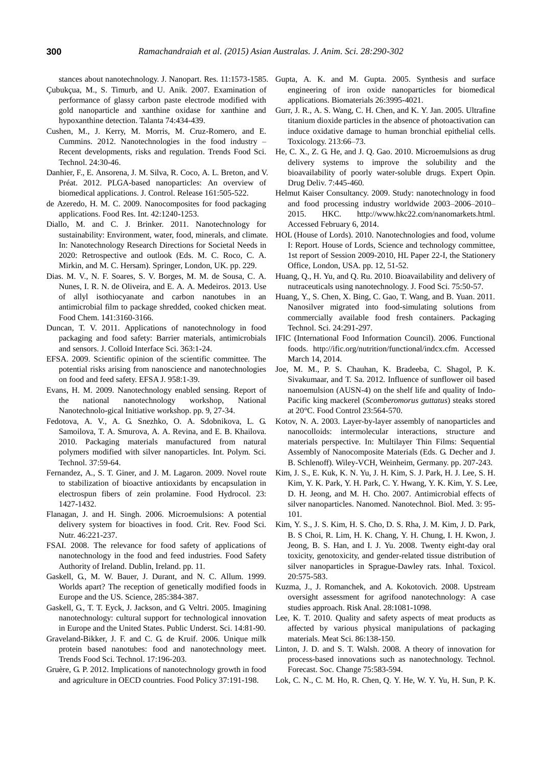stances about nanotechnology. J. Nanopart. Res. 11:1573-1585.

Çubukçua, M., S. Timurb, and U. Anik. 2007. Examination of performance of glassy carbon paste electrode modified with gold nanoparticle and xanthine oxidase for xanthine and hypoxanthine detection. Talanta 74:434-439.

Cushen, M., J. Kerry, M. Morris, M. Cruz-Romero, and E. Cummins. 2012. Nanotechnologies in the food industry – Recent developments, risks and regulation. Trends Food Sci. Technol. 24:30-46.

Danhier, F., E. Ansorena, J. M. Silva, R. Coco, A. L. Breton, and V. Préat. 2012. PLGA-based nanoparticles: An overview of biomedical applications. J. Control. Release 161:505-522.

de Azeredo, H. M. C. 2009. Nanocomposites for food packaging applications. Food Res. Int. 42:1240-1253.

Diallo, M. and C. J. Brinker. 2011. Nanotechnology for sustainability: Environment, water, food, minerals, and climate. In: Nanotechnology Research Directions for Societal Needs in 2020: Retrospective and outlook (Eds. M. C. Roco, C. A. Mirkin, and M. C. Hersam). Springer, London, UK. pp. 229.

Dias. M. V., N. F. Soares, S. V. Borges, M. M. de Sousa, C. A. Nunes, I. R. N. de Oliveira, and E. A. A. Medeiros. 2013. Use of allyl isothiocyanate and carbon nanotubes in an antimicrobial film to package shredded, cooked chicken meat. Food Chem. 141:3160-3166.

Duncan, T. V. 2011. Applications of nanotechnology in food packaging and food safety: Barrier materials, antimicrobials and sensors. J. Colloid Interface Sci. 363:1-24.

EFSA. 2009. Scientific opinion of the scientific committee. The potential risks arising from nanoscience and nanotechnologies on food and feed safety. EFSA J. 958:1-39.

Evans, H. M. 2009. Nanotechnology enabled sensing. Report of the national nanotechnology workshop, National Nanotechnolo-gical Initiative workshop. pp. 9, 27-34.

Fedotova, A. V., A. G. Snezhko, O. A. Sdobnikova, L. G. Samoilova, T. A. Smurova, A. A. Revina, and E. B. Khailova. 2010. Packaging materials manufactured from natural polymers modified with silver nanoparticles. Int. Polym. Sci. Technol. 37:59-64.

Fernandez, A., S. T. Giner, and J. M. Lagaron. 2009. Novel route to stabilization of bioactive antioxidants by encapsulation in electrospun fibers of zein prolamine. Food Hydrocol. 23: 1427-1432.

Flanagan, J. and H. Singh. 2006. Microemulsions: A potential delivery system for bioactives in food. Crit. Rev. Food Sci. Nutr. 46:221-237.

FSAI. 2008. The relevance for food safety of applications of nanotechnology in the food and feed industries. Food Safety Authority of Ireland. Dublin, Ireland. pp. 11.

Gaskell, G., M. W. Bauer, J. Durant, and N. C. Allum. 1999. Worlds apart? The reception of genetically modified foods in Europe and the US. Science, 285:384-387.

Gaskell, G., T. T. Eyck, J. Jackson, and G. Veltri. 2005. Imagining nanotechnology: cultural support for technological innovation in Europe and the United States. Public Underst. Sci. 14:81-90.

Graveland-Bikker, J. F. and C. G. de Kruif. 2006. Unique milk protein based nanotubes: food and nanotechnology meet. Trends Food Sci. Technol. 17:196-203.

Gruère, G. P. 2012. Implications of nanotechnology growth in food and agriculture in OECD countries. Food Policy 37:191-198.

Gupta, A. K. and M. Gupta. 2005. Synthesis and surface engineering of iron oxide nanoparticles for biomedical applications. Biomaterials 26:3995-4021.

Gurr, J. R., A. S. Wang, C. H. Chen, and K. Y. Jan. 2005. Ultrafine titanium dioxide particles in the absence of photoactivation can induce oxidative damage to human bronchial epithelial cells. Toxicology. 213:66–73.

He, C. X., Z. G. He, and J. Q. Gao. 2010. Microemulsions as drug delivery systems to improve the solubility and the bioavailability of poorly water-soluble drugs. Expert Opin. Drug Deliv. 7:445-460.

Helmut Kaiser Consultancy. 2009. Study: nanotechnology in food and food processing industry worldwide 2003–2006–2010–2015. HKC. http://www.hkc22.com/nanomarkets.html. Accessed February 6, 2014.

HOL (House of Lords). 2010. Nanotechnologies and food, volume I: Report. House of Lords, Science and technology committee, 1st report of Session 2009-2010, HL Paper 22-I, the Stationery Office, London, USA. pp. 12, 51-52.

Huang, Q., H. Yu, and Q. Ru. 2010. Bioavailability and delivery of nutraceuticals using nanotechnology. J. Food Sci. 75:50-57.

Huang, Y., S. Chen, X. Bing, C. Gao, T. Wang, and B. Yuan. 2011. Nanosilver migrated into food-simulating solutions from commercially available food fresh containers. Packaging Technol. Sci. 24:291-297.

IFIC (International Food Information Council). 2006. Functional foods. http://ific.org/nutrition/functional/indcx.cfm. Accessed March 14, 2014.

Joe, M. M., P. S. Chauhan, K. Bradeeba, C. Shagol, P. K. Sivakumaar, and T. Sa. 2012. Influence of sunflower oil based nanoemulsion (AUSN-4) on the shelf life and quality of Indo-Pacific king mackerel (*Scomberomorus guttatus*) steaks stored at 20°C. Food Control 23:564-570.

Kotov, N. A. 2003. Layer-by-layer assembly of nanoparticles and nanocolloids: intermolecular interactions, structure and materials perspective. In: Multilayer Thin Films: Sequential Assembly of Nanocomposite Materials (Eds. G. Decher and J. B. Schlenoff). Wiley-VCH, Weinheim, Germany. pp. 207-243.

Kim, J. S., E. Kuk, K. N. Yu, J. H. Kim, S. J. Park, H. J. Lee, S. H. Kim, Y. K. Park, Y. H. Park, C. Y. Hwang, Y. K. Kim, Y. S. Lee, D. H. Jeong, and M. H. Cho. 2007. Antimicrobial effects of silver nanoparticles. Nanomed. Nanotechnol. Biol. Med. 3: 95-101.

Kim, Y. S., J. S. Kim, H. S. Cho, D. S. Rha, J. M. Kim, J. D. Park, B. S Choi, R. Lim, H. K. Chang, Y. H. Chung, I. H. Kwon, J. Jeong, B. S. Han, and I. J. Yu. 2008. Twenty eight-day oral toxicity, genotoxicity, and gender-related tissue distribution of silver nanoparticles in Sprague-Dawley rats. Inhal. Toxicol. 20:575-583.

Kuzma, J., J. Romanchek, and A. Kokotovich. 2008. Upstream oversight assessment for agrifood nanotechnology: A case studies approach. Risk Anal. 28:1081-1098.

Lee, K. T. 2010. Quality and safety aspects of meat products as affected by various physical manipulations of packaging materials. Meat Sci. 86:138-150.

Linton, J. D. and S. T. Walsh. 2008. A theory of innovation for process-based innovations such as nanotechnology. Technol. Forecast. Soc. Change 75:583-594.

Lok, C. N., C. M. Ho, R. Chen, Q. Y. He, W. Y. Yu, H. Sun, P. K.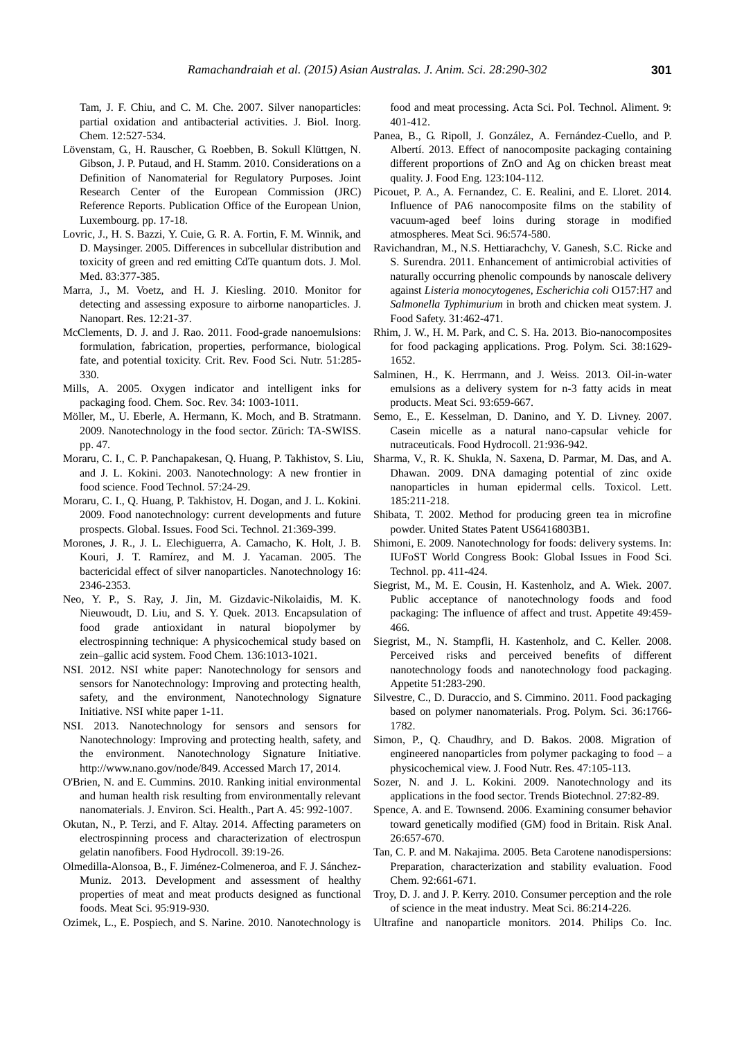Tam, J. F. Chiu, and C. M. Che. 2007. Silver nanoparticles: partial oxidation and antibacterial activities. J. Biol. Inorg. Chem. 12:527-534.

Lövenstam, G., H. Rauscher, G. Roebben, B. Sokull Klüttgen, N. Gibson, J. P. Putaud, and H. Stamm. 2010. Considerations on a Definition of Nanomaterial for Regulatory Purposes. Joint Research Center of the European Commission (JRC) Reference Reports. Publication Office of the European Union, Luxembourg. pp. 17-18.

Lovric, J., H. S. Bazzi, Y. Cuie, G. R. A. Fortin, F. M. Winnik, and D. Maysinger. 2005. Differences in subcellular distribution and toxicity of green and red emitting CdTe quantum dots. J. Mol. Med. 83:377-385.

Marra, J., M. Voetz, and H. J. Kiesling. 2010. Monitor for detecting and assessing exposure to airborne nanoparticles. J. Nanopart. Res. 12:21-37.

McClements, D. J. and J. Rao. 2011. Food-grade nanoemulsions: formulation, fabrication, properties, performance, biological fate, and potential toxicity. Crit. Rev. Food Sci. Nutr. 51:285-330.

Mills, A. 2005. Oxygen indicator and intelligent inks for packaging food. Chem. Soc. Rev. 34: 1003-1011.

Möller, M., U. Eberle, A. Hermann, K. Moch, and B. Stratmann. 2009. Nanotechnology in the food sector. Zürich: TA-SWISS. pp. 47.

Moraru, C. I., C. P. Panchapakesan, Q. Huang, P. Takhistov, S. Liu, and J. L. Kokini. 2003. Nanotechnology: A new frontier in food science. Food Technol. 57:24-29.

Moraru, C. I., Q. Huang, P. Takhistov, H. Dogan, and J. L. Kokini. 2009. Food nanotechnology: current developments and future prospects. Global. Issues. Food Sci. Technol. 21:369-399.

Morones, J. R., J. L. Elechiguerra, A. Camacho, K. Holt, J. B. Kouri, J. T. Ramírez, and M. J. Yacaman. 2005. The bactericidal effect of silver nanoparticles. Nanotechnology 16: 2346-2353.

Neo, Y. P., S. Ray, J. Jin, M. Gizdavic-Nikolaidis, M. K. Nieuwoudt, D. Liu, and S. Y. Quek. 2013. Encapsulation of food grade antioxidant in natural biopolymer by electrospinning technique: A physicochemical study based on zein–gallic acid system. Food Chem. 136:1013-1021.

NSI. 2012. NSI white paper: Nanotechnology for sensors and sensors for Nanotechnology: Improving and protecting health, safety, and the environment, Nanotechnology Signature Initiative. NSI white paper 1-11.

NSI. 2013. Nanotechnology for sensors and sensors for Nanotechnology: Improving and protecting health, safety, and the environment. Nanotechnology Signature Initiative. http://www.nano.gov/node/849. Accessed March 17, 2014.

O'Brien, N. and E. Cummins. 2010. Ranking initial environmental and human health risk resulting from environmentally relevant nanomaterials. J. Environ. Sci. Health., Part A. 45: 992-1007.

Okutan, N., P. Terzi, and F. Altay. 2014. Affecting parameters on electrospinning process and characterization of electrospun gelatin nanofibers. Food Hydrocoll. 39:19-26.

Olmedilla-Alonsoa, B., F. Jiménez-Colmeneroa, and F. J. Sánchez-Muniz. 2013. Development and assessment of healthy properties of meat and meat products designed as functional foods. Meat Sci. 95:919-930.

Ozimek, L., E. Pospiech, and S. Narine. 2010. Nanotechnology is food and meat processing. Acta Sci. Pol. Technol. Aliment. 9: 401-412.

Panea, B., G. Ripoll, J. González, A. Fernández-Cuello, and P. Albertí. 2013. Effect of nanocomposite packaging containing different proportions of ZnO and Ag on chicken breast meat quality. J. Food Eng. 123:104-112.

Picouet, P. A., A. Fernandez, C. E. Realini, and E. Lloret. 2014. Influence of PA6 nanocomposite films on the stability of vacuum-aged beef loins during storage in modified atmospheres. Meat Sci. 96:574-580.

Ravichandran, M., N.S. Hettiarachchy, V. Ganesh, S.C. Ricke and S. Surendra. 2011. Enhancement of antimicrobial activities of naturally occurring phenolic compounds by nanoscale delivery against *Listeria monocytogenes*, *Escherichia coli* O157:H7 and *Salmonella Typhimurium* in broth and chicken meat system. J. Food Safety. 31:462-471.

Rhim, J. W., H. M. Park, and C. S. Ha. 2013. Bio-nanocomposites for food packaging applications. Prog. Polym. Sci. 38:1629-1652.

Salminen, H., K. Herrmann, and J. Weiss. 2013. Oil-in-water emulsions as a delivery system for n-3 fatty acids in meat products. Meat Sci. 93:659-667.

Semo, E., E. Kesselman, D. Danino, and Y. D. Livney. 2007. Casein micelle as a natural nano-capsular vehicle for nutraceuticals. Food Hydrocoll. 21:936-942.

Sharma, V., R. K. Shukla, N. Saxena, D. Parmar, M. Das, and A. Dhawan. 2009. DNA damaging potential of zinc oxide nanoparticles in human epidermal cells. Toxicol. Lett. 185:211-218.

Shibata, T. 2002. Method for producing green tea in microfine powder. United States Patent US6416803B1.

Shimoni, E. 2009. Nanotechnology for foods: delivery systems. In: IUFoST World Congress Book: Global Issues in Food Sci. Technol. pp. 411-424.

Siegrist, M., M. E. Cousin, H. Kastenholz, and A. Wiek. 2007. Public acceptance of nanotechnology foods and food packaging: The influence of affect and trust. Appetite 49:459-466.

Siegrist, M., N. Stampfli, H. Kastenholz, and C. Keller. 2008. Perceived risks and perceived benefits of different nanotechnology foods and nanotechnology food packaging. Appetite 51:283-290.

Silvestre, C., D. Duraccio, and S. Cimmino. 2011. Food packaging based on polymer nanomaterials. Prog. Polym. Sci. 36:1766-1782.

Simon, P., Q. Chaudhry, and D. Bakos. 2008. Migration of engineered nanoparticles from polymer packaging to food – a physicochemical view. J. Food Nutr. Res. 47:105-113.

Sozer, N. and J. L. Kokini. 2009. Nanotechnology and its applications in the food sector. Trends Biotechnol. 27:82-89.

Spence, A. and E. Townsend. 2006. Examining consumer behavior toward genetically modified (GM) food in Britain. Risk Anal. 26:657-670.

Tan, C. P. and M. Nakajima. 2005. Beta Carotene nanodispersions: Preparation, characterization and stability evaluation. Food Chem. 92:661-671.

Troy, D. J. and J. P. Kerry. 2010. Consumer perception and the role of science in the meat industry. Meat Sci. 86:214-226.

Ultrafine and nanoparticle monitors. 2014. Philips Co. Inc.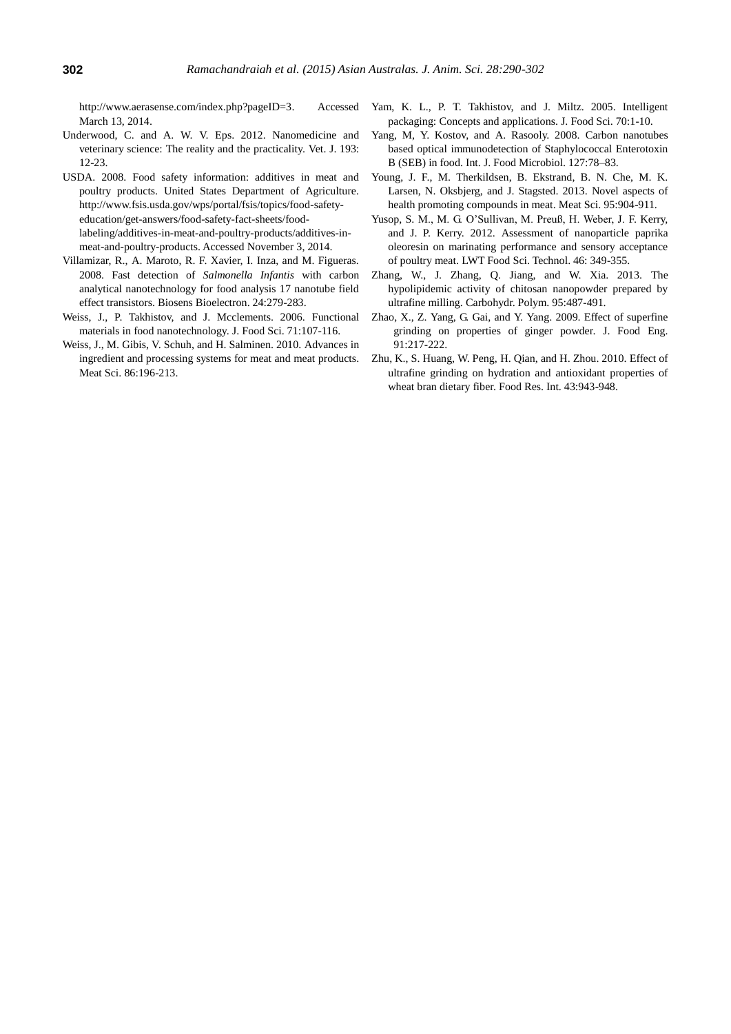http://www.aerasense.com/index.php?pageID=3. Accessed March 13, 2014.

Underwood, C. and A. W. V. Eps. 2012. Nanomedicine and veterinary science: The reality and the practicality. Vet. J. 193: 12-23.

USDA. 2008. Food safety information: additives in meat and poultry products. United States Department of Agriculture. http://www.fsis.usda.gov/wps/portal/fsis/topics/food-safety-education/get-answers/food-safety-fact-sheets/food-labeling/additives-in-meat-and-poultry-products/additives-in-meat-and-poultry-products. Accessed November 3, 2014.

Villamizar, R., A. Maroto, R. F. Xavier, I. Inza, and M. Figueras. 2008. Fast detection of *Salmonella Infantis* with carbon analytical nanotechnology for food analysis 17 nanotube field effect transistors. Biosens Bioelectron. 24:279-283.

Weiss, J., P. Takhistov, and J. Mcclements. 2006. Functional materials in food nanotechnology. J. Food Sci. 71:107-116.

Weiss, J., M. Gibis, V. Schuh, and H. Salminen. 2010. Advances in ingredient and processing systems for meat and meat products. Meat Sci. 86:196-213.

Yam, K. L., P. T. Takhistov, and J. Miltz. 2005. Intelligent packaging: Concepts and applications. J. Food Sci. 70:1-10.

Yang, M, Y. Kostov, and A. Rasooly. 2008. Carbon nanotubes based optical immunodetection of Staphylococcal Enterotoxin B (SEB) in food. Int. J. Food Microbiol. 127:78–83.

Young, J. F., M. Therkildsen, B. Ekstrand, B. N. Che, M. K. Larsen, N. Oksbjerg, and J. Stagsted. 2013. Novel aspects of health promoting compounds in meat. Meat Sci. 95:904-911.

Yusop, S. M., M. G. O'Sullivan, M. Preuß, H. Weber, J. F. Kerry, and J. P. Kerry. 2012. Assessment of nanoparticle paprika oleoresin on marinating performance and sensory acceptance of poultry meat. LWT Food Sci. Technol. 46: 349-355.

Zhang, W., J. Zhang, Q. Jiang, and W. Xia. 2013. The hypolipidemic activity of chitosan nanopowder prepared by ultrafine milling. Carbohydr. Polym. 95:487-491.

Zhao, X., Z. Yang, G. Gai, and Y. Yang. 2009. Effect of superfine grinding on properties of ginger powder. J. Food Eng. 91:217-222.

Zhu, K., S. Huang, W. Peng, H. Qian, and H. Zhou. 2010. Effect of ultrafine grinding on hydration and antioxidant properties of wheat bran dietary fiber. Food Res. Int. 43:943-948.